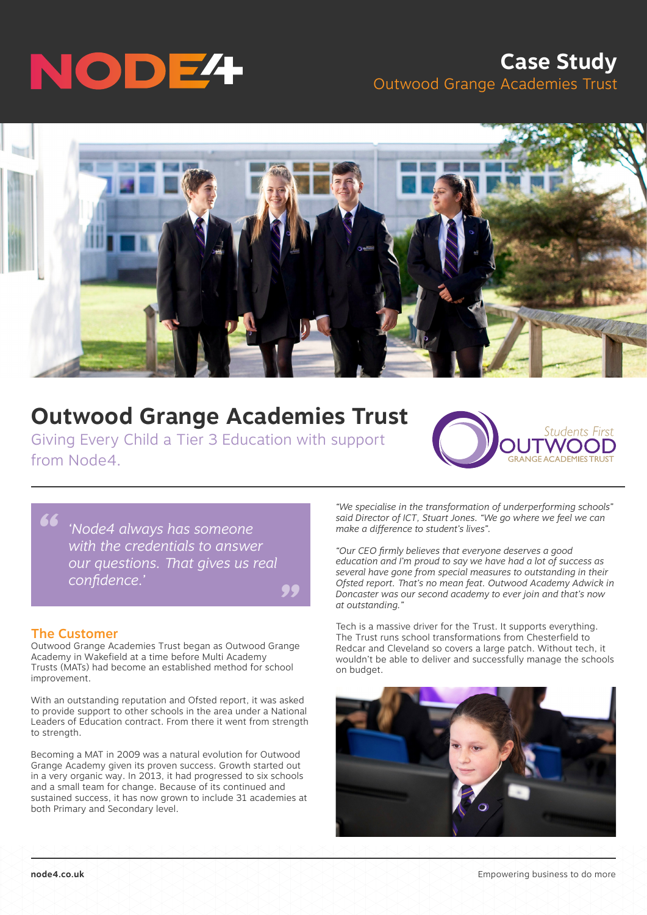# Case Study

Outwood Grange Academies Trust

## Outwood Grange Academies Trust

Giving Every Child a Tier 3 Education with support from Node4.

> *'Node4 always has someone with the credentials to answer our questions. That gives us real confidence.'*

### The Customer

Outwood Grange Academies Trust began as Outwood Grange Academy in Wakefield at a time before Multi Academy Trusts (MATs) had become an established method for school improvement.

With an outstanding reputation and Ofsted report, it was asked to provide support to other schools in the area under a National Leaders of Education contract. From there it went from strength to strength.

Becoming a MAT in 2009 was a natural evolution for Outwood Grange Academy given its proven success. Growth started out in a very organic way. In 2013, it had progressed to six schools and a small team for change. Because of its continued and sustained success, it has now grown to include 31 academies at both Primary and Secondary level.

*"We specialise in the transformation of underperforming schools" said Director of ICT, Stuart Jones. "We go where we feel we can make a difference to student's lives".*

*"Our CEO firmly believes that everyone deserves a good education and I'm proud to say we have had a lot of success as several have gone from special measures to outstanding in their Ofsted report. That's no mean feat. Outwood Academy Adwick in Doncaster was our second academy to ever join and that's now at outstanding."*

Tech is a massive driver for the Trust. It supports everything. The Trust runs school transformations from Chesterfield to Redcar and Cleveland so covers a large patch. Without tech, it wouldn't be able to deliver and successfully manage the schools on budget.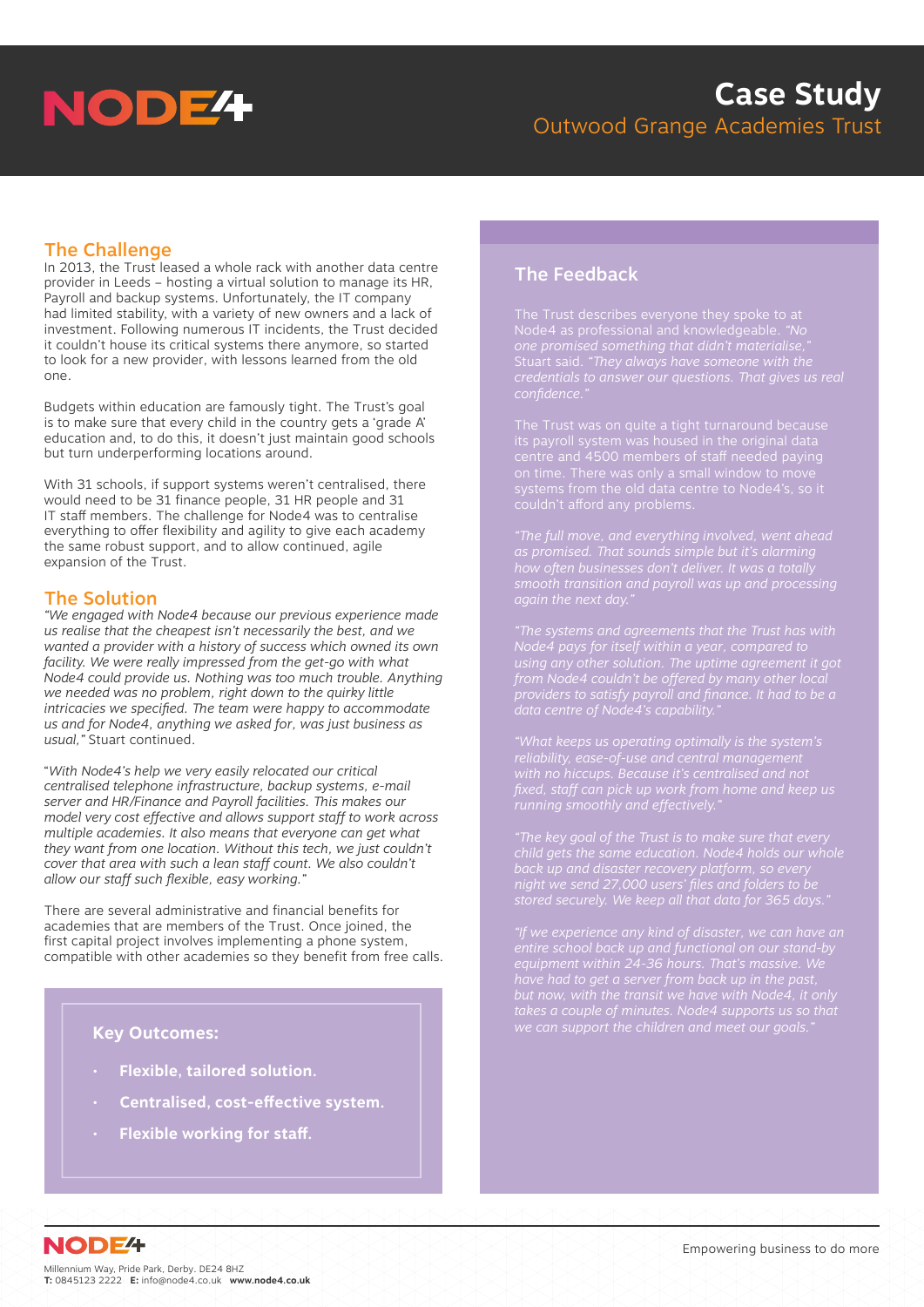# Case Study

## Outwood Grange Academies Trust

## The Challenge

In 2013, the Trust leased a whole rack with another data centre provider in Leeds – hosting a virtual solution to manage its HR, Payroll and backup systems. Unfortunately, the IT company had limited stability, with a variety of new owners and a lack of investment. Following numerous IT incidents, the Trust decided it couldn't house its critical systems there anymore, so started to look for a new provider, with lessons learned from the old one.

Budgets within education are famously tight. The Trust's goal is to make sure that every child in the country gets a 'grade A' education and, to do this, it doesn't just maintain good schools but turn underperforming locations around.

With 31 schools, if support systems weren't centralised, there would need to be 31 finance people, 31 HR people and 31 IT staff members. The challenge for Node4 was to centralise everything to offer flexibility and agility to give each academy the same robust support, and to allow continued, agile expansion of the Trust.

## The Solution

*"We engaged with Node4 because our previous experience made us realise that the cheapest isn't necessarily the best, and we wanted a provider with a history of success which owned its own facility. We were really impressed from the get-go with what Node4 could provide us. Nothing was too much trouble. Anything we needed was no problem, right down to the quirky little intricacies we specified. The team were happy to accommodate us and for Node4, anything we asked for, was just business as usual,"* Stuart continued.

"*With Node4's help we very easily relocated our critical centralised telephone infrastructure, backup systems, e-mail server and HR/Finance and Payroll facilities. This makes our model very cost effective and allows support staff to work across multiple academies. It also means that everyone can get what they want from one location. Without this tech, we just couldn't cover that area with such a lean staff count. We also couldn't allow our staff such flexible, easy working.*"

There are several administrative and financial benefits for academies that are members of the Trust. Once joined, the first capital project involves implementing a phone system, compatible with other academies so they benefit from free calls.

### Key Outcomes:

- **Flexible, tailored solution.**
- **Centralised, cost-effective system.**
- **Flexible working for staff.**

## The Feedback

The Trust describes everyone they spoke to at Node4 as professional and knowledgeable. *"No one promised something that didn't materialise,"* Stuart said. *"They always have someone with the credentials to answer our questions. That gives us real confidence."*

The Trust was on quite a tight turnaround because its payroll system was housed in the original data centre and 4500 members of staff needed paying on time. There was only a small window to move systems from the old data centre to Node4's, so it couldn't afford any problems.

*"The full move, and everything involved, went ahead as promised. That sounds simple but it's alarming how often businesses don't deliver. It was a totally smooth transition and payroll was up and processing again the next day."*

*"The systems and agreements that the Trust has with Node4 pays for itself within a year, compared to using any other solution. The uptime agreement it got from Node4 couldn't be offered by many other local providers to satisfy payroll and finance. It had to be a data centre of Node4's capability."*

*"What keeps us operating optimally is the system's reliability, ease-of-use and central management with no hiccups. Because it's centralised and not fixed, staff can pick up work from home and keep us running smoothly and effectively."*

*"The key goal of the Trust is to make sure that every child gets the same education. Node4 holds our whole back up and disaster recovery platform, so every night we send 27,000 users' files and folders to be stored securely. We keep all that data for 365 days."*

*"If we experience any kind of disaster, we can have an entire school back up and functional on our stand-by equipment within 24-36 hours. That's massive. We have had to get a server from back up in the past, but now, with the transit we have with Node4, it only takes a couple of minutes. Node4 supports us so that we can support the children and meet our goals."*

Millennium Way, Pride Park, Derby. DE24 8HZ
**T:** 0845123 2222 **E:** info@node4.co.uk **www.node4.co.uk**

Empowering business to do more